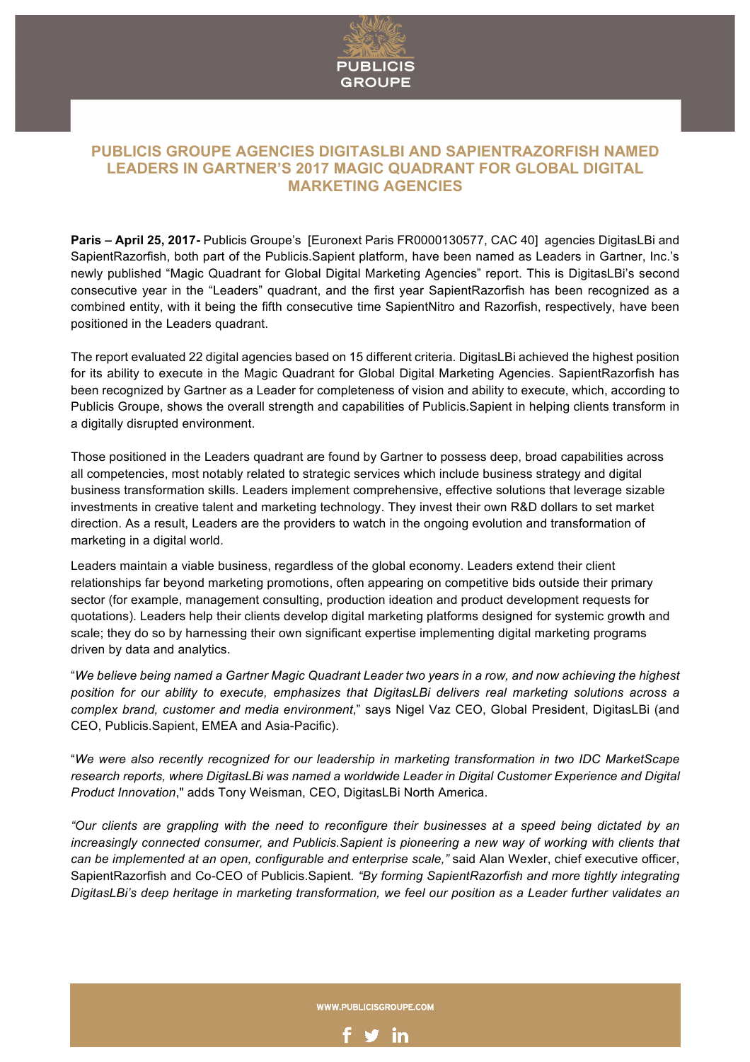# PUBLICIS GROUPE AGENCIES DIGITASLBI AND SAPIENTRAZORFISH NAMED LEADERS IN GARTNER'S 2017 MAGIC QUADRANT FOR GLOBAL DIGITAL MARKETING AGENCIES

**Paris – April 25, 2017-** Publicis Groupe's [Euronext Paris FR0000130577, CAC 40] agencies DigitasLBi and SapientRazorfish, both part of the Publicis.Sapient platform, have been named as Leaders in Gartner, Inc.'s newly published "Magic Quadrant for Global Digital Marketing Agencies" report. This is DigitasLBi's second consecutive year in the "Leaders" quadrant, and the first year SapientRazorfish has been recognized as a combined entity, with it being the fifth consecutive time SapientNitro and Razorfish, respectively, have been positioned in the Leaders quadrant.

The report evaluated 22 digital agencies based on 15 different criteria. DigitasLBi achieved the highest position for its ability to execute in the Magic Quadrant for Global Digital Marketing Agencies. SapientRazorfish has been recognized by Gartner as a Leader for completeness of vision and ability to execute, which, according to Publicis Groupe, shows the overall strength and capabilities of Publicis.Sapient in helping clients transform in a digitally disrupted environment.

Those positioned in the Leaders quadrant are found by Gartner to possess deep, broad capabilities across all competencies, most notably related to strategic services which include business strategy and digital business transformation skills. Leaders implement comprehensive, effective solutions that leverage sizable investments in creative talent and marketing technology. They invest their own R&D dollars to set market direction. As a result, Leaders are the providers to watch in the ongoing evolution and transformation of marketing in a digital world.

Leaders maintain a viable business, regardless of the global economy. Leaders extend their client relationships far beyond marketing promotions, often appearing on competitive bids outside their primary sector (for example, management consulting, production ideation and product development requests for quotations). Leaders help their clients develop digital marketing platforms designed for systemic growth and scale; they do so by harnessing their own significant expertise implementing digital marketing programs driven by data and analytics.

"*We believe being named a Gartner Magic Quadrant Leader two years in a row, and now achieving the highest position for our ability to execute, emphasizes that DigitasLBi delivers real marketing solutions across a complex brand, customer and media environment*," says Nigel Vaz CEO, Global President, DigitasLBi (and CEO, Publicis.Sapient, EMEA and Asia-Pacific).

"*We were also recently recognized for our leadership in marketing transformation in two IDC MarketScape research reports, where DigitasLBi was named a worldwide Leader in Digital Customer Experience and Digital Product Innovation*," adds Tony Weisman, CEO, DigitasLBi North America.

*"Our clients are grappling with the need to reconfigure their businesses at a speed being dictated by an increasingly connected consumer, and Publicis.Sapient is pioneering a new way of working with clients that can be implemented at an open, configurable and enterprise scale,"* said Alan Wexler, chief executive officer, SapientRazorfish and Co-CEO of Publicis.Sapient. *"By forming SapientRazorfish and more tightly integrating DigitasLBi's deep heritage in marketing transformation, we feel our position as a Leader further validates an*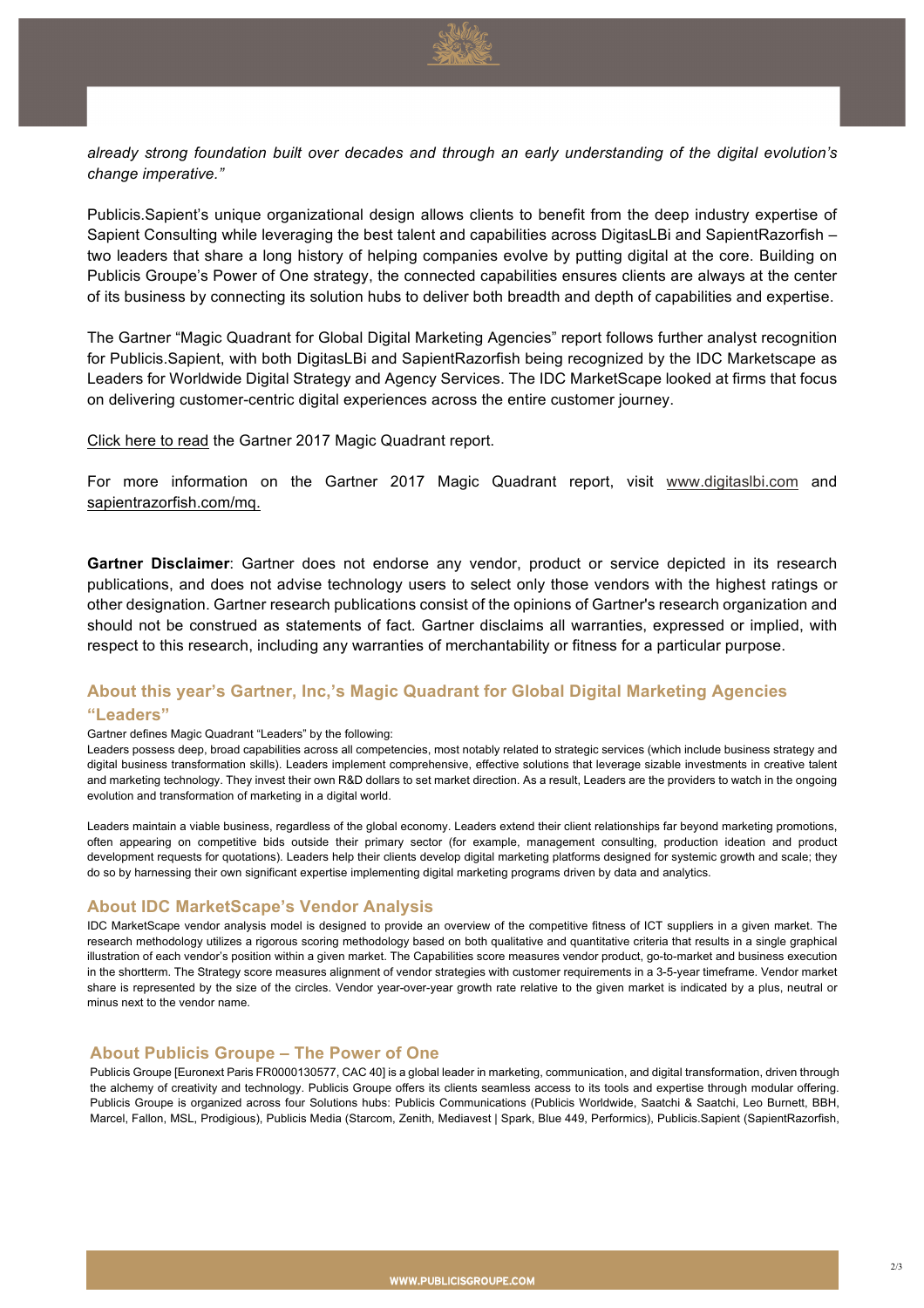*already strong foundation built over decades and through an early understanding of the digital evolution's change imperative."*

Publicis.Sapient's unique organizational design allows clients to benefit from the deep industry expertise of Sapient Consulting while leveraging the best talent and capabilities across DigitasLBi and SapientRazorfish – two leaders that share a long history of helping companies evolve by putting digital at the core. Building on Publicis Groupe's Power of One strategy, the connected capabilities ensures clients are always at the center of its business by connecting its solution hubs to deliver both breadth and depth of capabilities and expertise.

The Gartner "Magic Quadrant for Global Digital Marketing Agencies" report follows further analyst recognition for Publicis.Sapient, with both DigitasLBi and SapientRazorfish being recognized by the IDC Marketscape as Leaders for Worldwide Digital Strategy and Agency Services. The IDC MarketScape looked at firms that focus on delivering customer-centric digital experiences across the entire customer journey.

Click here to read the Gartner 2017 Magic Quadrant report.

For more information on the Gartner 2017 Magic Quadrant report, visit www.digitaslbi.com and sapientrazorfish.com/mq.

**Gartner Disclaimer**: Gartner does not endorse any vendor, product or service depicted in its research publications, and does not advise technology users to select only those vendors with the highest ratings or other designation. Gartner research publications consist of the opinions of Gartner's research organization and should not be construed as statements of fact. Gartner disclaims all warranties, expressed or implied, with respect to this research, including any warranties of merchantability or fitness for a particular purpose.

## About this year's Gartner, Inc,'s Magic Quadrant for Global Digital Marketing Agencies "Leaders"

Gartner defines Magic Quadrant "Leaders" by the following:
Leaders possess deep, broad capabilities across all competencies, most notably related to strategic services (which include business strategy and digital business transformation skills). Leaders implement comprehensive, effective solutions that leverage sizable investments in creative talent and marketing technology. They invest their own R&D dollars to set market direction. As a result, Leaders are the providers to watch in the ongoing evolution and transformation of marketing in a digital world.

Leaders maintain a viable business, regardless of the global economy. Leaders extend their client relationships far beyond marketing promotions, often appearing on competitive bids outside their primary sector (for example, management consulting, production ideation and product development requests for quotations). Leaders help their clients develop digital marketing platforms designed for systemic growth and scale; they do so by harnessing their own significant expertise implementing digital marketing programs driven by data and analytics.

## About IDC MarketScape's Vendor Analysis

IDC MarketScape vendor analysis model is designed to provide an overview of the competitive fitness of ICT suppliers in a given market. The research methodology utilizes a rigorous scoring methodology based on both qualitative and quantitative criteria that results in a single graphical illustration of each vendor's position within a given market. The Capabilities score measures vendor product, go-to-market and business execution in the shortterm. The Strategy score measures alignment of vendor strategies with customer requirements in a 3-5-year timeframe. Vendor market share is represented by the size of the circles. Vendor year-over-year growth rate relative to the given market is indicated by a plus, neutral or minus next to the vendor name.

## About Publicis Groupe – The Power of One

Publicis Groupe [Euronext Paris FR0000130577, CAC 40] is a global leader in marketing, communication, and digital transformation, driven through the alchemy of creativity and technology. Publicis Groupe offers its clients seamless access to its tools and expertise through modular offering. Publicis Groupe is organized across four Solutions hubs: Publicis Communications (Publicis Worldwide, Saatchi & Saatchi, Leo Burnett, BBH, Marcel, Fallon, MSL, Prodigious), Publicis Media (Starcom, Zenith, Mediavest | Spark, Blue 449, Performics), Publicis.Sapient (SapientRazorfish,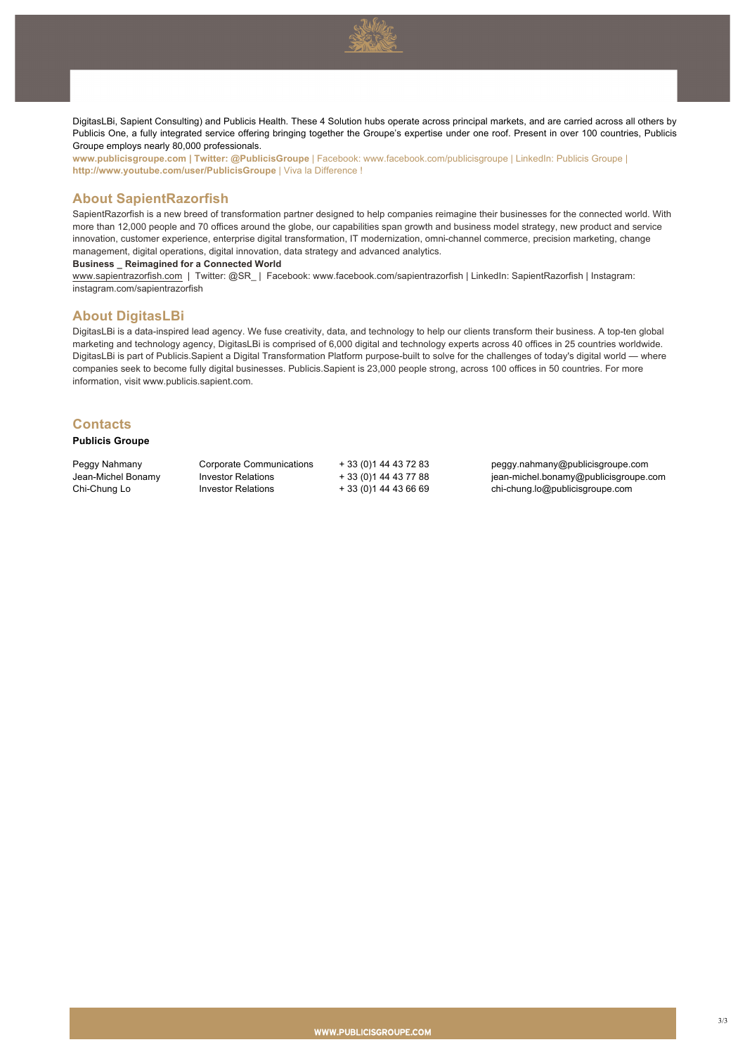DigitasLBi, Sapient Consulting) and Publicis Health. These 4 Solution hubs operate across principal markets, and are carried across all others by Publicis One, a fully integrated service offering bringing together the Groupe's expertise under one roof. Present in over 100 countries, Publicis Groupe employs nearly 80,000 professionals.

**www.publicisgroupe.com | Twitter: @PublicisGroupe** | Facebook: www.facebook.com/publicisgroupe | LinkedIn: Publicis Groupe | **http://www.youtube.com/user/PublicisGroupe** | Viva la Difference !

## About SapientRazorfish

SapientRazorfish is a new breed of transformation partner designed to help companies reimagine their businesses for the connected world. With more than 12,000 people and 70 offices around the globe, our capabilities span growth and business model strategy, new product and service innovation, customer experience, enterprise digital transformation, IT modernization, omni-channel commerce, precision marketing, change management, digital operations, digital innovation, data strategy and advanced analytics.

**Business _ Reimagined for a Connected World**

www.sapientrazorfish.com | Twitter: @SR_ | Facebook: www.facebook.com/sapientrazorfish | LinkedIn: SapientRazorfish | Instagram: instagram.com/sapientrazorfish

## About DigitasLBi

DigitasLBi is a data-inspired lead agency. We fuse creativity, data, and technology to help our clients transform their business. A top-ten global marketing and technology agency, DigitasLBi is comprised of 6,000 digital and technology experts across 40 offices in 25 countries worldwide. DigitasLBi is part of Publicis.Sapient a Digital Transformation Platform purpose-built to solve for the challenges of today's digital world — where companies seek to become fully digital businesses. Publicis.Sapient is 23,000 people strong, across 100 offices in 50 countries. For more information, visit www.publicis.sapient.com.

## Contacts

**Publicis Groupe**

| | | | |
|---|---|---|---|
| Peggy Nahmany | Corporate Communications | + 33 (0)1 44 43 72 83 | peggy.nahmany@publicisgroupe.com |
| Jean-Michel Bonamy | Investor Relations | + 33 (0)1 44 43 77 88 | jean-michel.bonamy@publicisgroupe.com |
| Chi-Chung Lo | Investor Relations | + 33 (0)1 44 43 66 69 | chi-chung.lo@publicisgroupe.com |